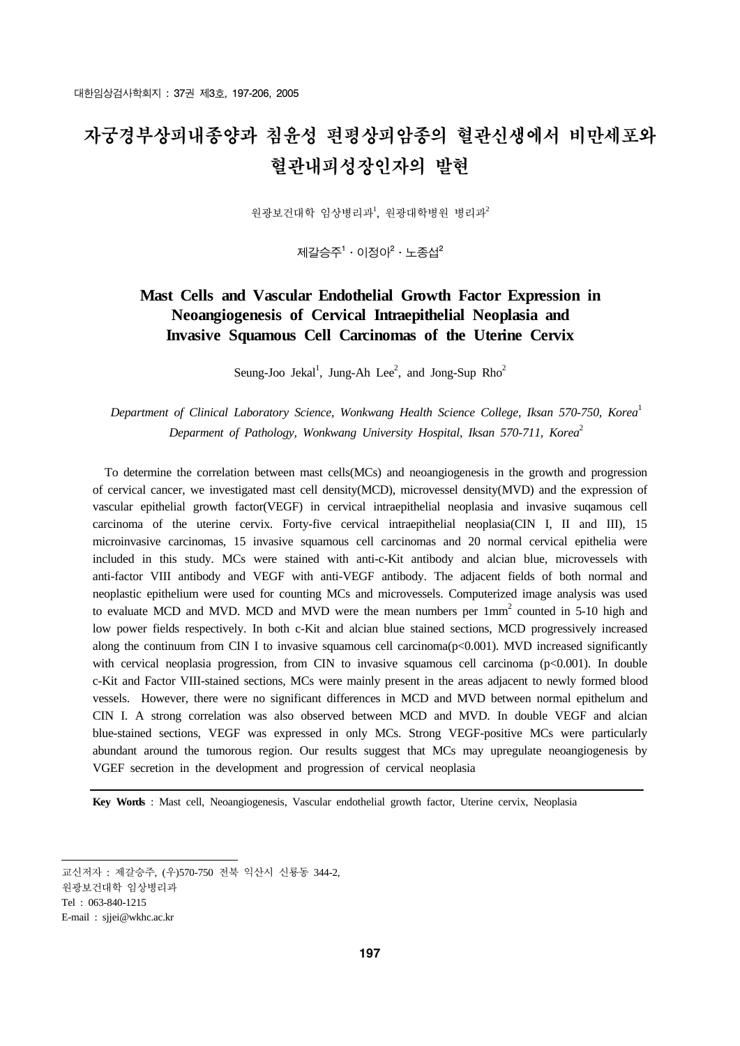# 자궁경부상피내종양과 침윤성 편평상피암종의 혈관신생에서 비만세포와 혈관내피성장인자의 발현

원광보건대학 임상병리과[1], 원광대학병원 병리과[2]

제갈승주[1] · 이정아[2] · 노종섭[2]

## Mast Cells and Vascular Endothelial Growth Factor Expression in Neoangiogenesis of Cervical Intraepithelial Neoplasia and Invasive Squamous Cell Carcinomas of the Uterine Cervix

Seung-Joo Jekal[1], Jung-Ah Lee[2], and Jong-Sup Rho[2]

*Department of Clinical Laboratory Science, Wonkwang Health Science College, Iksan 570-750, Korea*[1]
*Deparment of Pathology, Wonkwang University Hospital, Iksan 570-711, Korea*[2]

To determine the correlation between mast cells(MCs) and neoangiogenesis in the growth and progression of cervical cancer, we investigated mast cell density(MCD), microvessel density(MVD) and the expression of vascular epithelial growth factor(VEGF) in cervical intraepithelial neoplasia and invasive suqamous cell carcinoma of the uterine cervix. Forty-five cervical intraepithelial neoplasia(CIN I, II and III), 15 microinvasive carcinomas, 15 invasive squamous cell carcinomas and 20 normal cervical epithelia were included in this study. MCs were stained with anti-c-Kit antibody and alcian blue, microvessels with anti-factor VIII antibody and VEGF with anti-VEGF antibody. The adjacent fields of both normal and neoplastic epithelium were used for counting MCs and microvessels. Computerized image analysis was used to evaluate MCD and MVD. MCD and MVD were the mean numbers per $1mm^2$ counted in 5-10 high and low power fields respectively. In both c-Kit and alcian blue stained sections, MCD progressively increased along the continuum from CIN I to invasive squamous cell carcinoma($p<0.001$). MVD increased significantly with cervical neoplasia progression, from CIN to invasive squamous cell carcinoma ($p<0.001$). In double c-Kit and Factor VIII-stained sections, MCs were mainly present in the areas adjacent to newly formed blood vessels. However, there were no significant differences in MCD and MVD between normal epithelum and CIN I. A strong correlation was also observed between MCD and MVD. In double VEGF and alcian blue-stained sections, VEGF was expressed in only MCs. Strong VEGF-positive MCs were particularly abundant around the tumorous region. Our results suggest that MCs may upregulate neoangiogenesis by VGEF secretion in the development and progression of cervical neoplasia

**Key Words** : Mast cell, Neoangiogenesis, Vascular endothelial growth factor, Uterine cervix, Neoplasia

---

교신저자 : 제갈승주, (우)570-750 전북 익산시 신룡동 344-2,
원광보건대학 임상병리과
Tel : 063-840-1215
E-mail : sjjei@wkhc.ac.kr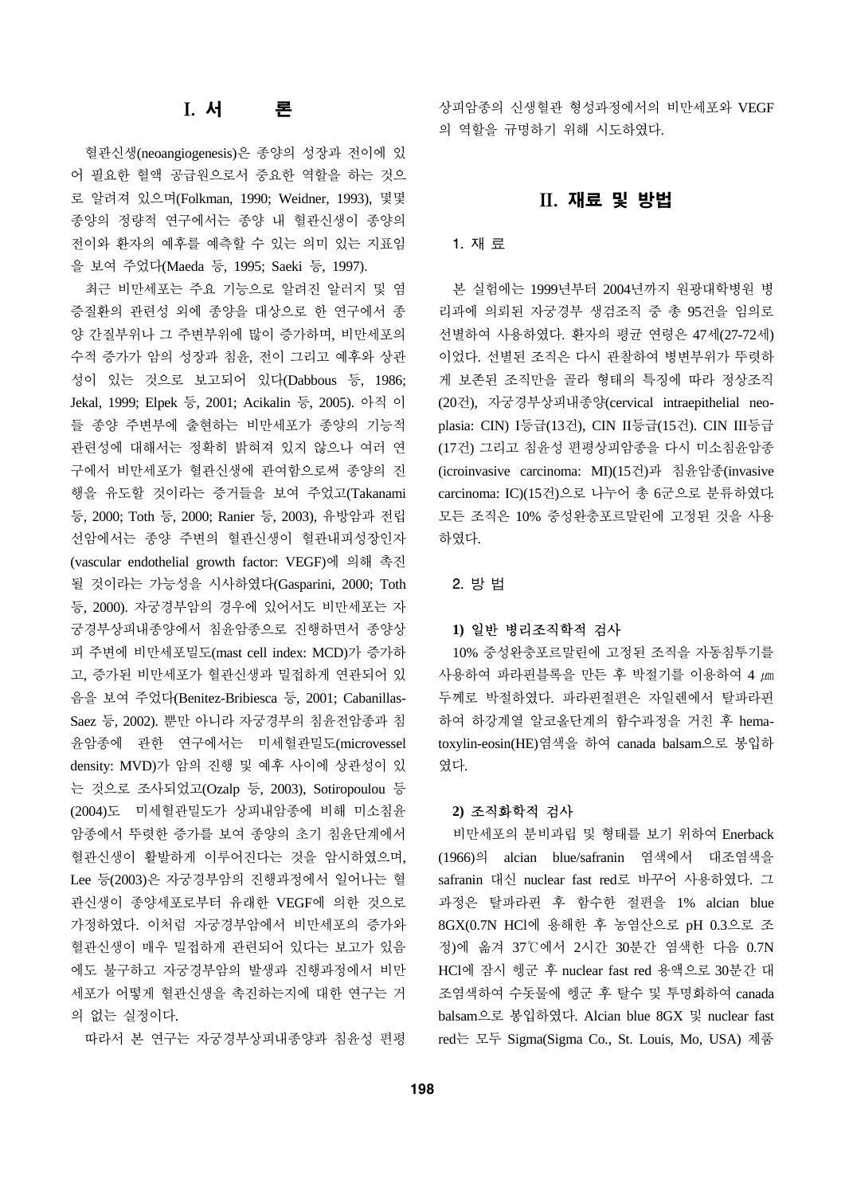# I. 서 론

혈관신생(neoangiogenesis)은 종양의 성장과 전이에 있어 필요한 혈액 공급원으로서 중요한 역할을 하는 것으로 알려져 있으며(Folkman, 1990; Weidner, 1993), 몇몇 종양의 정량적 연구에서는 종양 내 혈관신생이 종양의 전이와 환자의 예후를 예측할 수 있는 의미 있는 지표임을 보여 주었다(Maeda 등, 1995; Saeki 등, 1997).

최근 비만세포는 주요 기능으로 알려진 알러지 및 염증질환의 관련성 외에 종양을 대상으로 한 연구에서 종양 간질부위나 그 주변부위에 많이 증가하며, 비만세포의 수적 증가가 암의 성장과 침윤, 전이 그리고 예후와 상관성이 있는 것으로 보고되어 있다(Dabbous 등, 1986; Jekal, 1999; Elpek 등, 2001; Acikalin 등, 2005). 아직 이들 종양 주변부에 출현하는 비만세포가 종양의 기능적 관련성에 대해서는 정확히 밝혀져 있지 않으나 여러 연구에서 비만세포가 혈관신생에 관여함으로써 종양의 진행을 유도할 것이라는 증거들을 보여 주었고(Takanami 등, 2000; Toth 등, 2000; Ranier 등, 2003), 유방암과 전립선암에서는 종양 주변의 혈관신생이 혈관내피성장인자(vascular endothelial growth factor: VEGF)에 의해 촉진될 것이라는 가능성을 시사하였다(Gasparini, 2000; Toth 등, 2000). 자궁경부암의 경우에 있어서도 비만세포는 자궁경부상피내종양에서 침윤암종으로 진행하면서 종양상피 주변에 비만세포밀도(mast cell index: MCD)가 증가하고, 증가된 비만세포가 혈관신생과 밀접하게 연관되어 있음을 보여 주었다(Benitez-Bribiesca 등, 2001; Cabanillas-Saez 등, 2002). 뿐만 아니라 자궁경부의 침윤전암종과 침윤암종에 관한 연구에서는 미세혈관밀도(microvessel density: MVD)가 암의 진행 및 예후 사이에 상관성이 있는 것으로 조사되었고(Ozalp 등, 2003), Sotiropoulou 등(2004)도 미세혈관밀도가 상피내암종에 비해 미소침윤암종에서 뚜렷한 증가를 보여 종양의 초기 침윤단계에서 혈관신생이 활발하게 이루어진다는 것을 암시하였으며, Lee 등(2003)은 자궁경부암의 진행과정에서 일어나는 혈관신생이 종양세포로부터 유래한 VEGF에 의한 것으로 가정하였다. 이처럼 자궁경부암에서 비만세포의 증가와 혈관신생이 매우 밀접하게 관련되어 있다는 보고가 있음에도 불구하고 자궁경부암의 발생과 진행과정에서 비만세포가 어떻게 혈관신생을 촉진하는지에 대한 연구는 거의 없는 실정이다.

따라서 본 연구는 자궁경부상피내종양과 침윤성 편평상피암종의 신생혈관 형성과정에서의 비만세포와 VEGF의 역할을 규명하기 위해 시도하였다.

# II. 재료 및 방법

## 1. 재 료

본 실험에는 1999년부터 2004년까지 원광대학병원 병리과에 의뢰된 자궁경부 생검조직 중 총 95건을 임의로 선별하여 사용하였다. 환자의 평균 연령은 47세(27-72세)이었다. 선별된 조직은 다시 관찰하여 병변부위가 뚜렷하게 보존된 조직만을 골라 형태의 특징에 따라 정상조직(20건), 자궁경부상피내종양(cervical intraepithelial neoplasia: CIN) I등급(13건), CIN II등급(15건), CIN III등급(17건) 그리고 침윤성 편평상피암종을 다시 미소침윤암종(icroinvasive carcinoma: MI)(15건)과 침윤암종(invasive carcinoma: IC)(15건)으로 나누어 총 6군으로 분류하였다. 모든 조직은 10% 중성완충포르말린에 고정된 것을 사용하였다.

## 2. 방 법

### 1) 일반 병리조직학적 검사

10% 중성완충포르말린에 고정된 조직을 자동침투기를 사용하여 파라핀블록을 만든 후 박절기를 이용하여 4 ㎛ 두께로 박절하였다. 파라핀절편은 자일렌에서 탈파라핀하여 하강계열 알코올단계의 함수과정을 거친 후 hematoxylin-eosin(HE)염색을 하여 canada balsam으로 봉입하였다.

### 2) 조직화학적 검사

비만세포의 분비과립 및 형태를 보기 위하여 Enerback (1966)의 alcian blue/safranin 염색에서 대조염색을 safranin 대신 nuclear fast red로 바꾸어 사용하였다. 그 과정은 탈파라핀 후 함수한 절편을 1% alcian blue 8GX(0.7N HCl에 용해한 후 농염산으로 pH 0.3으로 조정)에 옮겨 37℃에서 2시간 30분간 염색한 다음 0.7N HCl에 잠시 헹군 후 nuclear fast red 용액으로 30분간 대조염색하여 수돗물에 헹군 후 탈수 및 투명화하여 canada balsam으로 봉입하였다. Alcian blue 8GX 및 nuclear fast red는 모두 Sigma(Sigma Co., St. Louis, Mo, USA) 제품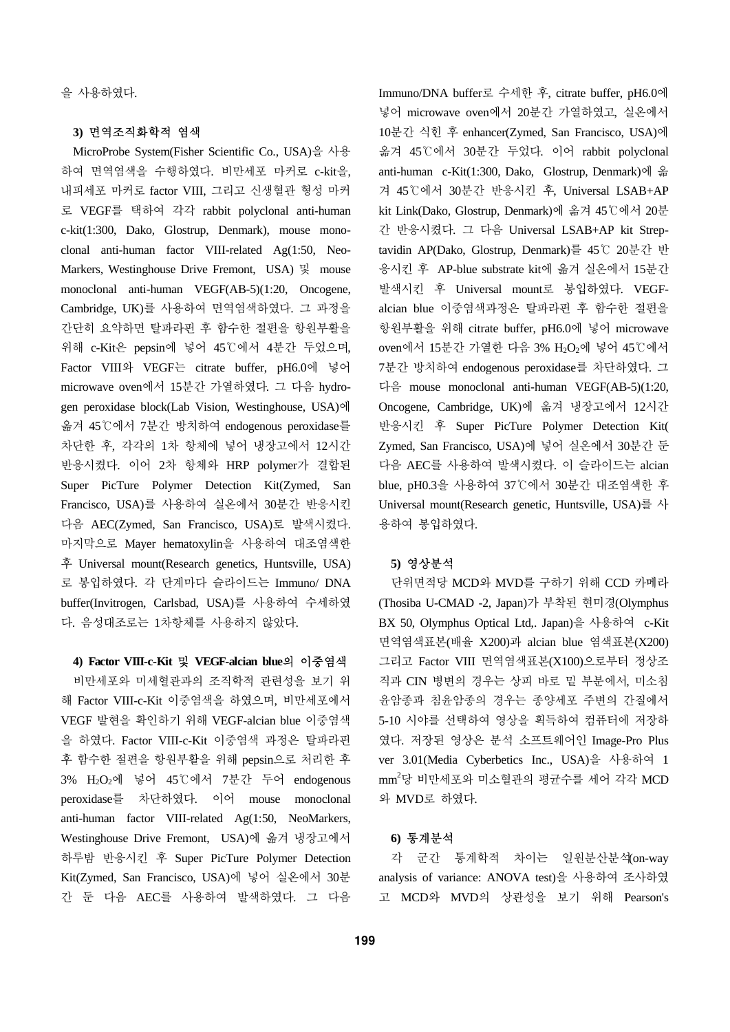을 사용하였다.

### 3) 면역조직화학적 염색

MicroProbe System(Fisher Scientific Co., USA)을 사용하여 면역염색을 수행하였다. 비만세포 마커로 c-kit을, 내피세포 마커로 factor VIII, 그리고 신생혈관 형성 마커로 VEGF를 택하여 각각 rabbit polyclonal anti-human c-kit(1:300, Dako, Glostrup, Denmark), mouse monoclonal anti-human factor VIII-related Ag(1:50, NeoMarkers, Westinghouse Drive Fremont, USA) 및 mouse monoclonal anti-human VEGF(AB-5)(1:20, Oncogene, Cambridge, UK)를 사용하여 면역염색하였다. 그 과정을 간단히 요약하면 탈파라핀 후 함수한 절편을 항원부활을 위해 c-Kit은 pepsin에 넣어 45℃에서 4분간 두었으며, Factor VIII와 VEGF는 citrate buffer, pH6.0에 넣어 microwave oven에서 15분간 가열하였다. 그 다음 hydrogen peroxidase block(Lab Vision, Westinghouse, USA)에 옮겨 45℃에서 7분간 방치하여 endogenous peroxidase를 차단한 후, 각각의 1차 항체에 넣어 냉장고에서 12시간 반응시켰다. 이어 2차 항체와 HRP polymer가 결합된 Super PicTure Polymer Detection Kit(Zymed, San Francisco, USA)를 사용하여 실온에서 30분간 반응시킨 다음 AEC(Zymed, San Francisco, USA)로 발색시켰다. 마지막으로 Mayer hematoxylin을 사용하여 대조염색한 후 Universal mount(Research genetics, Huntsville, USA)로 봉입하였다. 각 단계마다 슬라이드는 Immuno/ DNA buffer(Invitrogen, Carlsbad, USA)를 사용하여 수세하였다. 음성대조로는 1차항체를 사용하지 않았다.

### 4) Factor VIII-c-Kit 및 VEGF-alcian blue의 이중염색

비만세포와 미세혈관과의 조직학적 관련성을 보기 위해 Factor VIII-c-Kit 이중염색을 하였으며, 비만세포에서 VEGF 발현을 확인하기 위해 VEGF-alcian blue 이중염색을 하였다. Factor VIII-c-Kit 이중염색 과정은 탈파라핀 후 함수한 절편을 항원부활을 위해 pepsin으로 처리한 후 3% $H_2O_2$에 넣어 45℃에서 7분간 두어 endogenous peroxidase를 차단하였다. 이어 mouse monoclonal anti-human factor VIII-related Ag(1:50, NeoMarkers, Westinghouse Drive Fremont, USA)에 옮겨 냉장고에서 하루밤 반응시킨 후 Super PicTure Polymer Detection Kit(Zymed, San Francisco, USA)에 넣어 실온에서 30분간 둔 다음 AEC를 사용하여 발색하였다. 그 다음 Immuno/DNA buffer로 수세한 후, citrate buffer, pH6.0에 넣어 microwave oven에서 20분간 가열하였고, 실온에서 10분간 식힌 후 enhancer(Zymed, San Francisco, USA)에 옮겨 45℃에서 30분간 두었다. 이어 rabbit polyclonal anti-human c-Kit(1:300, Dako, Glostrup, Denmark)에 옮겨 45℃에서 30분간 반응시킨 후, Universal LSAB+AP kit Link(Dako, Glostrup, Denmark)에 옮겨 45℃에서 20분간 반응시켰다. 그 다음 Universal LSAB+AP kit Streptavidin AP(Dako, Glostrup, Denmark)를 45℃ 20분간 반응시킨 후 AP-blue substrate kit에 옮겨 실온에서 15분간 발색시킨 후 Universal mount로 봉입하였다. VEGF-alcian blue 이중염색과정은 탈파라핀 후 함수한 절편을 항원부활을 위해 citrate buffer, pH6.0에 넣어 microwave oven에서 15분간 가열한 다음 3% $H_2O_2$에 넣어 45℃에서 7분간 방치하여 endogenous peroxidase를 차단하였다. 그 다음 mouse monoclonal anti-human VEGF(AB-5)(1:20, Oncogene, Cambridge, UK)에 옮겨 냉장고에서 12시간 반응시킨 후 Super PicTure Polymer Detection Kit( Zymed, San Francisco, USA)에 넣어 실온에서 30분간 둔 다음 AEC를 사용하여 발색시켰다. 이 슬라이드는 alcian blue, pH0.3을 사용하여 37℃에서 30분간 대조염색한 후 Universal mount(Research genetic, Huntsville, USA)를 사용하여 봉입하였다.

### 5) 영상분석

단위면적당 MCD와 MVD를 구하기 위해 CCD 카메라(Thosiba U-CMAD -2, Japan)가 부착된 현미경(Olymphus BX 50, Olymphus Optical Ltd,. Japan)을 사용하여 c-Kit 면역염색표본(배율 X200)과 alcian blue 염색표본(X200) 그리고 Factor VIII 면역염색표본(X100)으로부터 정상조직과 CIN 병변의 경우는 상피 바로 밑 부분에서, 미소침윤암종과 침윤암종의 경우는 종양세포 주변의 간질에서 5-10 시야를 선택하여 영상을 획득하여 컴퓨터에 저장하였다. 저장된 영상은 분석 소프트웨어인 Image-Pro Plus ver 3.01(Media Cyberbetics Inc., USA)을 사용하여 1 $mm^2$당 비만세포와 미소혈관의 평균수를 세어 각각 MCD와 MVD로 하였다.

### 6) 통계분석

각 군간 통계학적 차이는 일원분산분석(on-way analysis of variance: ANOVA test)을 사용하여 조사하였고 MCD와 MVD의 상관성을 보기 위해 Pearson's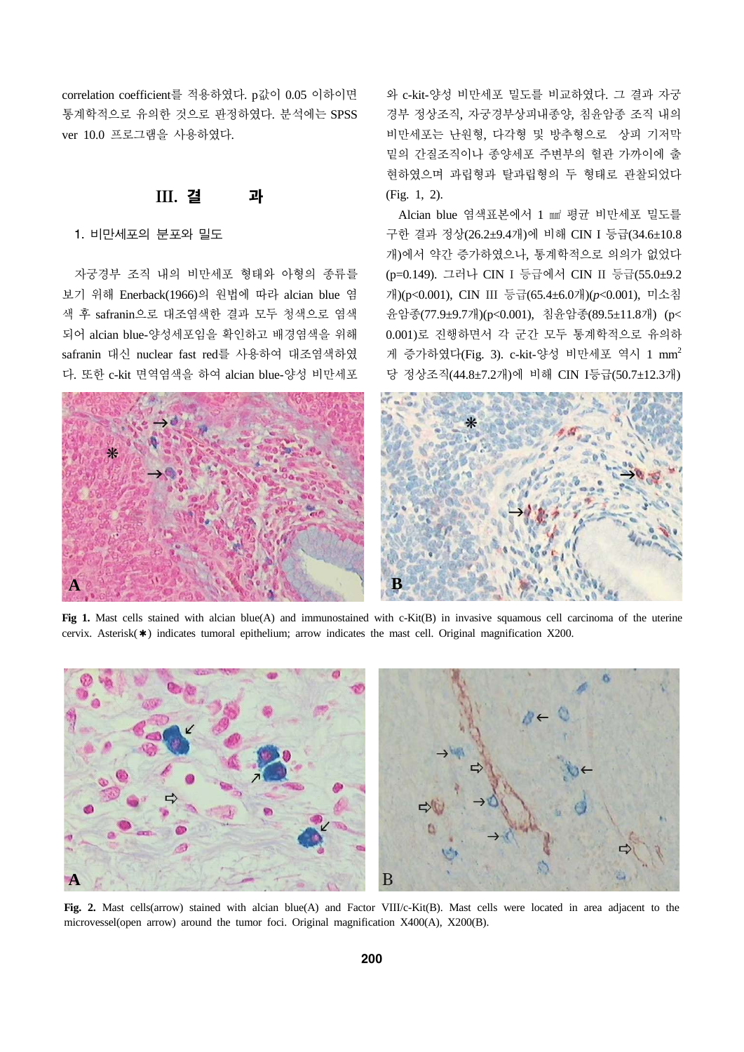correlation coefficient를 적용하였다. p값이 0.05 이하이면 통계학적으로 유의한 것으로 판정하였다. 분석에는 SPSS ver 10.0 프로그램을 사용하였다.

## III. 결　　과

### 1. 비만세포의 분포와 밀도

자궁경부 조직 내의 비만세포 형태와 아형의 종류를 보기 위해 Enerback(1966)의 원법에 따라 alcian blue 염색 후 safranin으로 대조염색한 결과 모두 청색으로 염색되어 alcian blue-양성세포임을 확인하고 배경염색을 위해 safranin 대신 nuclear fast red를 사용하여 대조염색하였다. 또한 c-kit 면역염색을 하여 alcian blue-양성 비만세포와 c-kit-양성 비만세포 밀도를 비교하였다. 그 결과 자궁경부 정상조직, 자궁경부상피내종양, 침윤암종 조직 내의 비만세포는 난원형, 다각형 및 방추형으로 상피 기저막 밑의 간질조직이나 종양세포 주변부의 혈관 가까이에 출현하였으며 과립형과 탈과립형의 두 형태로 관찰되었다 (Fig. 1, 2).

Alcian blue 염색표본에서 1 ㎟ 평균 비만세포 밀도를 구한 결과 정상(26.2±9.4개)에 비해 CIN I 등급(34.6±10.8개)에서 약간 증가하였으나, 통계학적으로 의의가 없었다 (p=0.149). 그러나 CIN I 등급에서 CIN II 등급(55.0±9.2개)(p<0.001), CIN III 등급(65.4±6.0개)(*p*<0.001), 미소침윤암종(77.9±9.7개)(p<0.001), 침윤암종(89.5±11.8개) (p<0.001)로 진행하면서 각 군간 모두 통계학적으로 유의하게 증가하였다(Fig. 3). c-kit-양성 비만세포 역시 1 $mm^2$ 당 정상조직(44.8±7.2개)에 비해 CIN I등급(50.7±12.3개)

**Fig 1.** Mast cells stained with alcian blue(A) and immunostained with c-Kit(B) in invasive squamous cell carcinoma of the uterine cervix. Asterisk(∗) indicates tumoral epithelium; arrow indicates the mast cell. Original magnification X200.

**Fig. 2.** Mast cells(arrow) stained with alcian blue(A) and Factor VIII/c-Kit(B). Mast cells were located in area adjacent to the microvessel(open arrow) around the tumor foci. Original magnification X400(A), X200(B).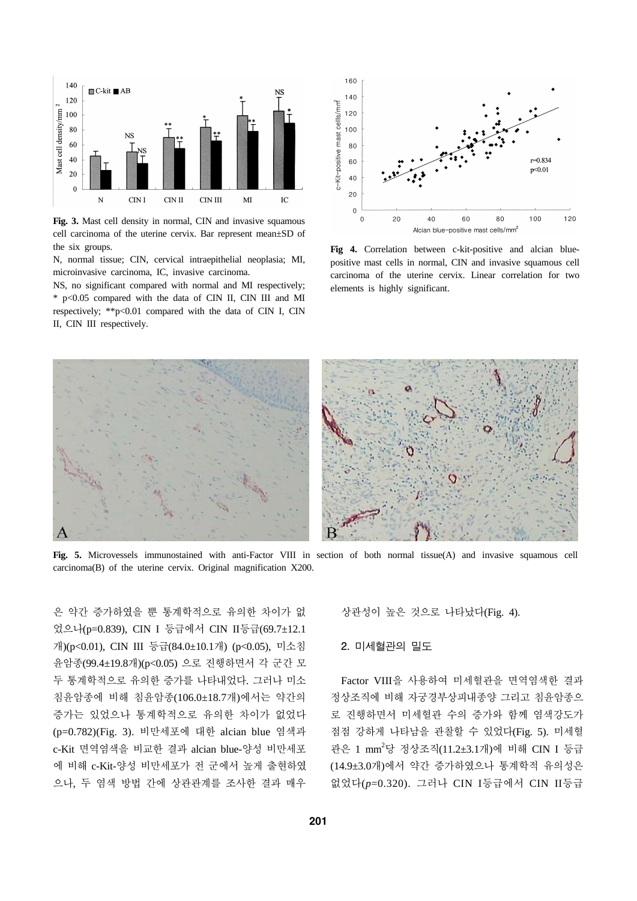Fig. 3. Mast cell density in normal, CIN and invasive squamous cell carcinoma of the uterine cervix. Bar represent mean±SD of the six groups.

N, normal tissue; CIN, cervical intraepithelial neoplasia; MI, microinvasive carcinoma, IC, invasive carcinoma.

NS, no significant compared with normal and MI respectively; * $p<0.05$ compared with the data of CIN II, CIN III and MI respectively; ** $p<0.01$ compared with the data of CIN I, CIN II, CIN III respectively.

**Fig 4.** Correlation between c-kit-positive and alcian blue-positive mast cells in normal, CIN and invasive squamous cell carcinoma of the uterine cervix. Linear correlation for two elements is highly significant.

**Fig. 5.** Microvessels immunostained with anti-Factor VIII in section of both normal tissue(A) and invasive squamous cell carcinoma(B) of the uterine cervix. Original magnification X200.

은 약간 증가하였을 뿐 통계학적으로 유의한 차이가 없었으나(p=0.839), CIN I 등급에서 CIN II등급(69.7±12.1개)(p<0.01), CIN III 등급(84.0±10.1개) (p<0.05), 미소침윤암종(99.4±19.8개)(p<0.05) 으로 진행하면서 각 군간 모두 통계학적으로 유의한 증가를 나타내었다. 그러나 미소침윤암종에 비해 침윤암종(106.0±18.7개)에서는 약간의 증가는 있었으나 통계학적으로 유의한 차이가 없었다(p=0.782)(Fig. 3). 비만세포에 대한 alcian blue 염색과 c-Kit 면역염색을 비교한 결과 alcian blue-양성 비만세포에 비해 c-Kit-양성 비만세포가 전 군에서 높게 출현하였으나, 두 염색 방법 간에 상관관계를 조사한 결과 매우 상관성이 높은 것으로 나타났다(Fig. 4).

### 2. 미세혈관의 밀도

Factor VIII을 사용하여 미세혈관을 면역염색한 결과 정상조직에 비해 자궁경부상피내종양 그리고 침윤암종으로 진행하면서 미세혈관 수의 증가와 함께 염색강도가 점점 강하게 나타남을 관찰할 수 있었다(Fig. 5). 미세혈관은 1 $mm^2$당 정상조직(11.2±3.1개)에 비해 CIN I 등급(14.9±3.0개)에서 약간 증가하였으나 통계학적 유의성은 없었다(*p*=0.320). 그러나 CIN I등급에서 CIN II등급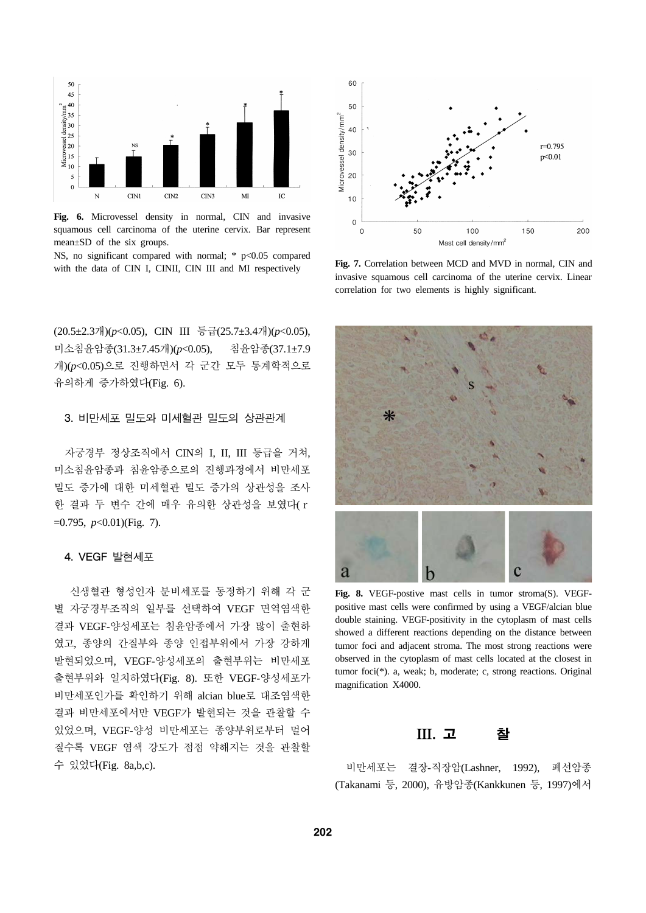Fig. 6. Microvessel density in normal, CIN and invasive squamous cell carcinoma of the uterine cervix. Bar represent mean±SD of the six groups.

NS, no significant compared with normal; * $p<0.05$ compared with the data of CIN I, CINII, CIN III and MI respectively

Fig. 7. Correlation between MCD and MVD in normal, CIN and invasive squamous cell carcinoma of the uterine cervix. Linear correlation for two elements is highly significant.

(20.5±2.3개)($p<0.05$), CIN III 등급(25.7±3.4개)($p<0.05$), 미소침윤암종(31.3±7.45개)($p<0.05$), 침윤암종(37.1±7.9개)($p<0.05$)으로 진행하면서 각 군간 모두 통계학적으로 유의하게 증가하였다(Fig. 6).

### 3. 비만세포 밀도와 미세혈관 밀도의 상관관계

자궁경부 정상조직에서 CIN의 I, II, III 등급을 거쳐, 미소침윤암종과 침윤암종으로의 진행과정에서 비만세포 밀도 증가에 대한 미세혈관 밀도 증가의 상관성을 조사한 결과 두 변수 간에 매우 유의한 상관성을 보였다( $r=0.795$, $p<0.01$)(Fig. 7).

### 4. VEGF 발현세포

신생혈관 형성인자 분비세포를 동정하기 위해 각 군별 자궁경부조직의 일부를 선택하여 VEGF 면역염색한 결과 VEGF-양성세포는 침윤암종에서 가장 많이 출현하였고, 종양의 간질부와 종양 인접부위에서 가장 강하게 발현되었으며, VEGF-양성세포의 출현부위는 비만세포 출현부위와 일치하였다(Fig. 8). 또한 VEGF-양성세포가 비만세포인가를 확인하기 위해 alcian blue로 대조염색한 결과 비만세포에서만 VEGF가 발현되는 것을 관찰할 수 있었으며, VEGF-양성 비만세포는 종양부위로부터 멀어질수록 VEGF 염색 강도가 점점 약해지는 것을 관찰할 수 있었다(Fig. 8a,b,c).

Fig. 8. VEGF-postive mast cells in tumor stroma(S). VEGF-positive mast cells were confirmed by using a VEGF/alcian blue double staining. VEGF-positivity in the cytoplasm of mast cells showed a different reactions depending on the distance between tumor foci and adjacent stroma. The most strong reactions were observed in the cytoplasm of mast cells located at the closest in tumor foci(*). a, weak; b, moderate; c, strong reactions. Original magnification X4000.

## III. 고 찰

비만세포는 결장-직장암(Lashner, 1992), 폐선암종(Takanami 등, 2000), 유방암종(Kankkunen 등, 1997)에서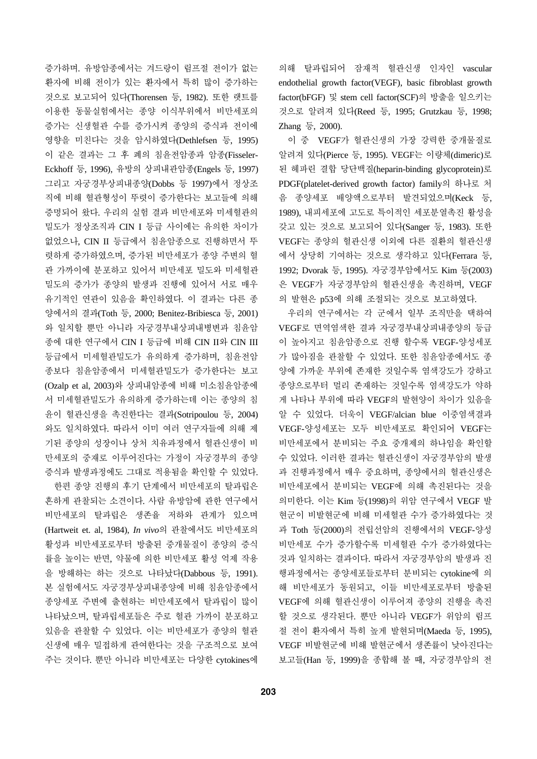증가하며, 유방암종에서는 겨드랑이 림프절 전이가 없는 환자에 비해 전이가 있는 환자에서 특히 많이 증가하는 것으로 보고되어 있다(Thorensen 등, 1982). 또한 랫트를 이용한 동물실험에서는 종양 이식부위에서 비만세포의 증가는 신생혈관 수를 증가시켜 종양의 증식과 전이에 영향을 미친다는 것을 암시하였다(Dethlefsen 등, 1995) 이 같은 결과는 그 후 폐의 침윤전암종과 암종(Fisseler-Eckhoff 등, 1996), 유방의 상피내관암종(Engels 등, 1997) 그리고 자궁경부상피내종양(Dobbs 등 1997)에서 정상조직에 비해 혈관형성이 뚜렷이 증가한다는 보고들에 의해 증명되어 왔다. 우리의 실험 결과 비만세포와 미세혈관의 밀도가 정상조직과 CIN I 등급 사이에는 유의한 차이가 없었으나, CIN II 등급에서 침윤암종으로 진행하면서 뚜렷하게 증가하였으며, 증가된 비만세포가 종양 주변의 혈관 가까이에 분포하고 있어서 비만세포 밀도와 미세혈관 밀도의 증가가 종양의 발생과 진행에 있어서 서로 매우 유기적인 연관이 있음을 확인하였다. 이 결과는 다른 종양에서의 결과(Toth 등, 2000; Benitez-Bribiesca 등, 2001)와 일치할 뿐만 아니라 자궁경부내상피내병변과 침윤암종에 대한 연구에서 CIN I 등급에 비해 CIN II와 CIN III 등급에서 미세혈관밀도가 유의하게 증가하며, 침윤전암종보다 침윤암종에서 미세혈관밀도가 증가한다는 보고(Ozalp et al, 2003)와 상피내암종에 비해 미소침윤암종에서 미세혈관밀도가 유의하게 증가하는데 이는 종양의 침윤이 혈관신생을 촉진한다는 결과(Sotripoulou 등, 2004)와도 일치하였다. 따라서 이미 여러 연구자들에 의해 제기된 종양의 성장이나 상처 치유과정에서 혈관신생이 비만세포의 중재로 이루어진다는 가정이 자궁경부의 종양증식과 발생과정에도 그대로 적용됨을 확인할 수 있었다.

한편 종양 진행의 후기 단계에서 비만세포의 탈과립은 흔하게 관찰되는 소견이다. 사람 유방암에 관한 연구에서 비만세포의 탈과립은 생존율 저하와 관계가 있으며 (Hartweit et. al, 1984), *In vivo*의 관찰에서도 비만세포의 활성과 비만세포로부터 방출된 중개물질이 종양의 증식률을 높이는 반면, 약물에 의한 비만세포 활성 억제 작용을 방해하는 하는 것으로 나타났다(Dabbous 등, 1991). 본 실험에서도 자궁경부상피내종양에 비해 침윤암종에서 종양세포 주변에 출현하는 비만세포에서 탈과립이 많이 나타났으며, 탈과립세포들은 주로 혈관 가까이 분포하고 있음을 관찰할 수 있었다. 이는 비만세포가 종양의 혈관신생에 매우 밀접하게 관여한다는 것을 구조적으로 보여주는 것이다. 뿐만 아니라 비만세포는 다양한 cytokines에 의해 탈과립되어 잠재적 혈관신생 인자인 vascular endothelial growth factor(VEGF), basic fibroblast growth factor(bFGF) 및 stem cell factor(SCF)의 방출을 일으키는 것으로 알려져 있다(Reed 등, 1995; Grutzkau 등, 1998; Zhang 등, 2000).

이 중 VEGF가 혈관신생의 가장 강력한 중개물질로 알려져 있다(Pierce 등, 1995). VEGF는 이량체(dimeric)로 된 헤파린 결합 당단백질(heparin-binding glycoprotein)로 PDGF(platelet-derived growth factor) family의 하나로 처음 종양세포 배양액으로부터 발견되었으며(Keck 등, 1989), 내피세포에 고도로 특이적인 세포분열촉진 활성을 갖고 있는 것으로 보고되어 있다(Sanger 등, 1983). 또한 VEGF는 종양의 혈관신생 이외에 다른 질환의 혈관신생에서 상당히 기여하는 것으로 생각하고 있다(Ferrara 등, 1992; Dvorak 등, 1995). 자궁경부암에서도 Kim 등(2003)은 VEGF가 자궁경부암의 혈관신생을 촉진하며, VEGF의 발현은 p53에 의해 조절되는 것으로 보고하였다.

우리의 연구에서는 각 군에서 일부 조직만을 택하여 VEGF로 면역염색한 결과 자궁경부상피내종양의 등급이 높아지고 침윤암종으로 진행 할수록 VEGF-양성세포가 많아짐을 관찰할 수 있었다. 또한 침윤암종에서도 종양에 가까운 부위에 존재한 것일수록 염색강도가 강하고 종양으로부터 멀리 존재하는 것일수록 염색강도가 약하게 나타나 부위에 따라 VEGF의 발현양이 차이가 있음을 알 수 있었다. 더욱이 VEGF/alcian blue 이중염색결과 VEGF-양성세포는 모두 비만세포로 확인되어 VEGF는 비만세포에서 분비되는 주요 중개제의 하나임을 확인할 수 있었다. 이러한 결과는 혈관신생이 자궁경부암의 발생과 진행과정에서 매우 중요하며, 종양에서의 혈관신생은 비만세포에서 분비되는 VEGF에 의해 촉진된다는 것을 의미한다. 이는 Kim 등(1998)의 위암 연구에서 VEGF 발현군이 비발현군에 비해 미세혈관 수가 증가하였다는 것과 Toth 등(2000)의 전립선암의 진행에서의 VEGF-양성 비만세포 수가 증가할수록 미세혈관 수가 증가하였다는 것과 일치하는 결과이다. 따라서 자궁경부암의 발생과 진행과정에서는 종양세포들로부터 분비되는 cytokine에 의해 비만세포가 동원되고, 이들 비만세포로부터 방출된 VEGF에 의해 혈관신생이 이루어져 종양의 진행을 촉진할 것으로 생각된다. 뿐만 아니라 VEGF가 위암의 림프절 전이가 환자에서 특히 높게 발현되며(Maeda 등, 1995), VEGF 비발현군에 비해 발현군에서 생존률이 낮아진다는 보고들(Han 등, 1999)을 종합해 볼 때, 자궁경부암의 전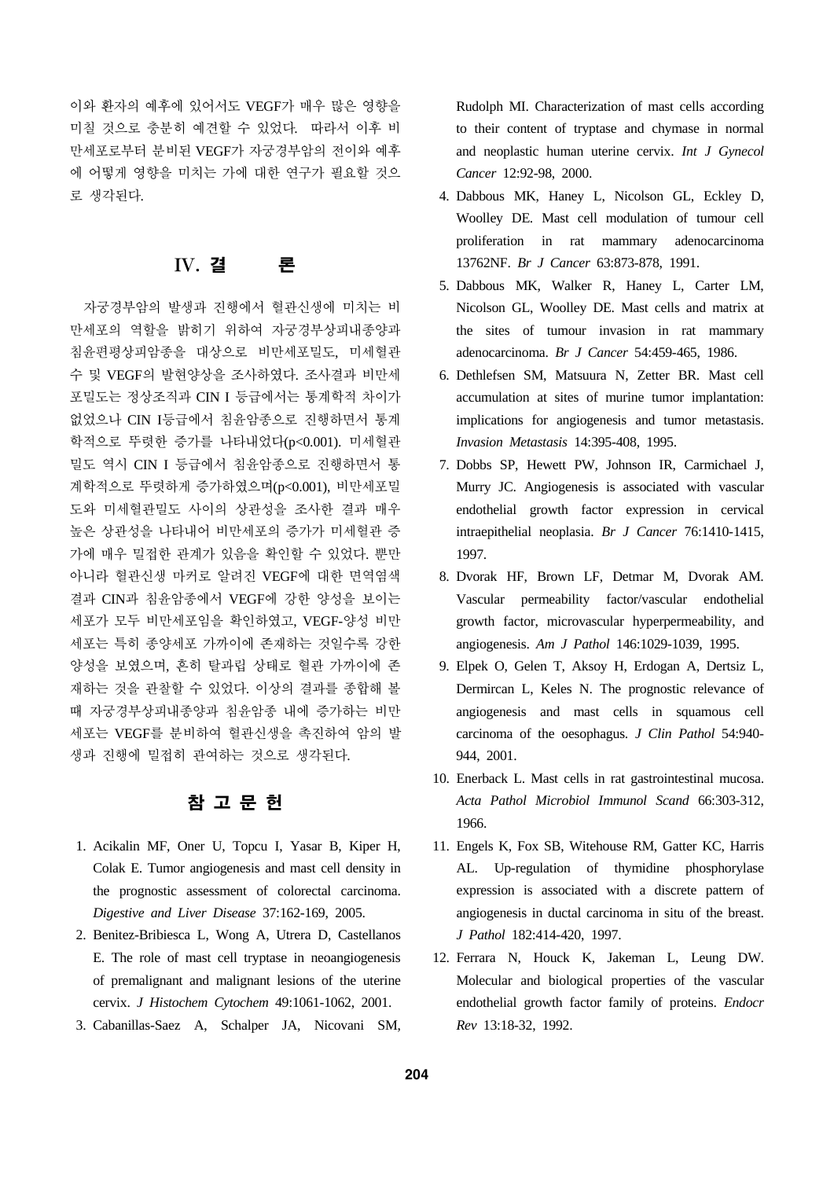이와 환자의 예후에 있어서도 VEGF가 매우 많은 영향을 미칠 것으로 충분히 예견할 수 있었다. 따라서 이후 비만세포로부터 분비된 VEGF가 자궁경부암의 전이와 예후에 어떻게 영향을 미치는 가에 대한 연구가 필요할 것으로 생각된다.

## IV. 결 론

자궁경부암의 발생과 진행에서 혈관신생에 미치는 비만세포의 역할을 밝히기 위하여 자궁경부상피내종양과 침윤편평상피암종을 대상으로 비만세포밀도, 미세혈관 수 및 VEGF의 발현양상을 조사하였다. 조사결과 비만세포밀도는 정상조직과 CIN I 등급에서는 통계학적 차이가 없었으나 CIN I등급에서 침윤암종으로 진행하면서 통계학적으로 뚜렷한 증가를 나타내었다($p<0.001$). 미세혈관밀도 역시 CIN I 등급에서 침윤암종으로 진행하면서 통계학적으로 뚜렷하게 증가하였으며($p<0.001$), 비만세포밀도와 미세혈관밀도 사이의 상관성을 조사한 결과 매우 높은 상관성을 나타내어 비만세포의 증가가 미세혈관 증가에 매우 밀접한 관계가 있음을 확인할 수 있었다. 뿐만 아니라 혈관신생 마커로 알려진 VEGF에 대한 면역염색 결과 CIN과 침윤암종에서 VEGF에 강한 양성을 보이는 세포가 모두 비만세포임을 확인하였고, VEGF-양성 비만세포는 특히 종양세포 가까이에 존재하는 것일수록 강한 양성을 보였으며, 흔히 탈과립 상태로 혈관 가까이에 존재하는 것을 관찰할 수 있었다. 이상의 결과를 종합해 볼 때 자궁경부상피내종양과 침윤암종 내에 증가하는 비만세포는 VEGF를 분비하여 혈관신생을 촉진하여 암의 발생과 진행에 밀접히 관여하는 것으로 생각된다.

## 참 고 문 헌

1. Acikalin MF, Oner U, Topcu I, Yasar B, Kiper H, Colak E. Tumor angiogenesis and mast cell density in the prognostic assessment of colorectal carcinoma. *Digestive and Liver Disease* 37:162-169, 2005.
2. Benitez-Bribiesca L, Wong A, Utrera D, Castellanos E. The role of mast cell tryptase in neoangiogenesis of premalignant and malignant lesions of the uterine cervix. *J Histochem Cytochem* 49:1061-1062, 2001.
3. Cabanillas-Saez A, Schalper JA, Nicovani SM, Rudolph MI. Characterization of mast cells according to their content of tryptase and chymase in normal and neoplastic human uterine cervix. *Int J Gynecol Cancer* 12:92-98, 2000.
4. Dabbous MK, Haney L, Nicolson GL, Eckley D, Woolley DE. Mast cell modulation of tumour cell proliferation in rat mammary adenocarcinoma 13762NF. *Br J Cancer* 63:873-878, 1991.
5. Dabbous MK, Walker R, Haney L, Carter LM, Nicolson GL, Woolley DE. Mast cells and matrix at the sites of tumour invasion in rat mammary adenocarcinoma. *Br J Cancer* 54:459-465, 1986.
6. Dethlefsen SM, Matsuura N, Zetter BR. Mast cell accumulation at sites of murine tumor implantation: implications for angiogenesis and tumor metastasis. *Invasion Metastasis* 14:395-408, 1995.
7. Dobbs SP, Hewett PW, Johnson IR, Carmichael J, Murry JC. Angiogenesis is associated with vascular endothelial growth factor expression in cervical intraepithelial neoplasia. *Br J Cancer* 76:1410-1415, 1997.
8. Dvorak HF, Brown LF, Detmar M, Dvorak AM. Vascular permeability factor/vascular endothelial growth factor, microvascular hyperpermeability, and angiogenesis. *Am J Pathol* 146:1029-1039, 1995.
9. Elpek O, Gelen T, Aksoy H, Erdogan A, Dertsiz L, Dermircan L, Keles N. The prognostic relevance of angiogenesis and mast cells in squamous cell carcinoma of the oesophagus. *J Clin Pathol* 54:940-944, 2001.
10. Enerback L. Mast cells in rat gastrointestinal mucosa. *Acta Pathol Microbiol Immunol Scand* 66:303-312, 1966.
11. Engels K, Fox SB, Witehouse RM, Gatter KC, Harris AL. Up-regulation of thymidine phosphorylase expression is associated with a discrete pattern of angiogenesis in ductal carcinoma in situ of the breast. *J Pathol* 182:414-420, 1997.
12. Ferrara N, Houck K, Jakeman L, Leung DW. Molecular and biological properties of the vascular endothelial growth factor family of proteins. *Endocr Rev* 13:18-32, 1992.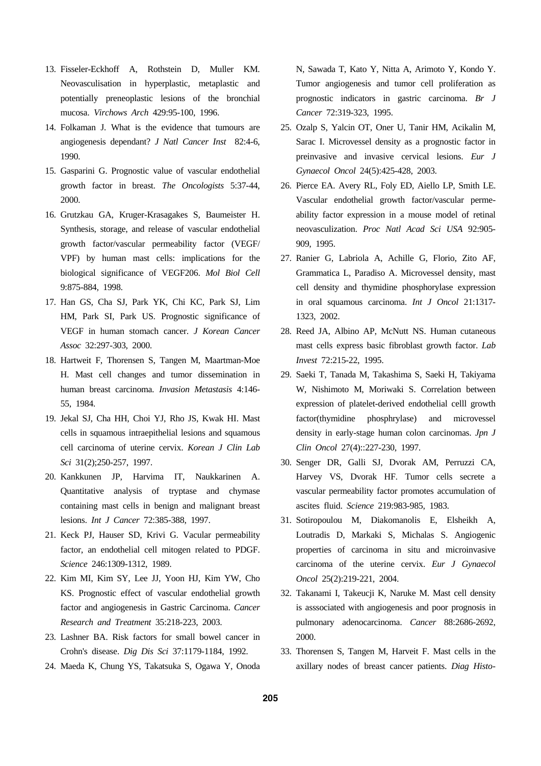13. Fisseler-Eckhoff A, Rothstein D, Muller KM. Neovasculisation in hyperplastic, metaplastic and potentially preneoplastic lesions of the bronchial mucosa. *Virchows Arch* 429:95-100, 1996.
14. Folkaman J. What is the evidence that tumours are angiogenesis dependant? *J Natl Cancer Inst* 82:4-6, 1990.
15. Gasparini G. Prognostic value of vascular endothelial growth factor in breast. *The Oncologists* 5:37-44, 2000.
16. Grutzkau GA, Kruger-Krasagakes S, Baumeister H. Synthesis, storage, and release of vascular endothelial growth factor/vascular permeability factor (VEGF/VPF) by human mast cells: implications for the biological significance of VEGF206. *Mol Biol Cell* 9:875-884, 1998.
17. Han GS, Cha SJ, Park YK, Chi KC, Park SJ, Lim HM, Park SI, Park US. Prognostic significance of VEGF in human stomach cancer. *J Korean Cancer Assoc* 32:297-303, 2000.
18. Hartweit F, Thorensen S, Tangen M, Maartman-Moe H. Mast cell changes and tumor dissemination in human breast carcinoma. *Invasion Metastasis* 4:146-55, 1984.
19. Jekal SJ, Cha HH, Choi YJ, Rho JS, Kwak HI. Mast cells in squamous intraepithelial lesions and squamous cell carcinoma of uterine cervix. *Korean J Clin Lab Sci* 31(2);250-257, 1997.
20. Kankkunen JP, Harvima IT, Naukkarinen A. Quantitative analysis of tryptase and chymase containing mast cells in benign and malignant breast lesions. *Int J Cancer* 72:385-388, 1997.
21. Keck PJ, Hauser SD, Krivi G. Vacular permeability factor, an endothelial cell mitogen related to PDGF. *Science* 246:1309-1312, 1989.
22. Kim MI, Kim SY, Lee JJ, Yoon HJ, Kim YW, Cho KS. Prognostic effect of vascular endothelial growth factor and angiogenesis in Gastric Carcinoma. *Cancer Research and Treatment* 35:218-223, 2003.
23. Lashner BA. Risk factors for small bowel cancer in Crohn's disease. *Dig Dis Sci* 37:1179-1184, 1992.
24. Maeda K, Chung YS, Takatsuka S, Ogawa Y, Onoda N, Sawada T, Kato Y, Nitta A, Arimoto Y, Kondo Y. Tumor angiogenesis and tumor cell proliferation as prognostic indicators in gastric carcinoma. *Br J Cancer* 72:319-323, 1995.
25. Ozalp S, Yalcin OT, Oner U, Tanir HM, Acikalin M, Sarac I. Microvessel density as a prognostic factor in preinvasive and invasive cervical lesions. *Eur J Gynaecol Oncol* 24(5):425-428, 2003.
26. Pierce EA. Avery RL, Foly ED, Aiello LP, Smith LE. Vascular endothelial growth factor/vascular permeability factor expression in a mouse model of retinal neovasculization. *Proc Natl Acad Sci USA* 92:905-909, 1995.
27. Ranier G, Labriola A, Achille G, Florio, Zito AF, Grammatica L, Paradiso A. Microvessel density, mast cell density and thymidine phosphorylase expression in oral squamous carcinoma. *Int J Oncol* 21:1317-1323, 2002.
28. Reed JA, Albino AP, McNutt NS. Human cutaneous mast cells express basic fibroblast growth factor. *Lab Invest* 72:215-22, 1995.
29. Saeki T, Tanada M, Takashima S, Saeki H, Takiyama W, Nishimoto M, Moriwaki S. Correlation between expression of platelet-derived endothelial celll growth factor(thymidine phosphrylase) and microvessel density in early-stage human colon carcinomas. *Jpn J Clin Oncol* 27(4)::227-230, 1997.
30. Senger DR, Galli SJ, Dvorak AM, Perruzzi CA, Harvey VS, Dvorak HF. Tumor cells secrete a vascular permeability factor promotes accumulation of ascites fluid. *Science* 219:983-985, 1983.
31. Sotiropoulou M, Diakomanolis E, Elsheikh A, Loutradis D, Markaki S, Michalas S. Angiogenic properties of carcinoma in situ and microinvasive carcinoma of the uterine cervix. *Eur J Gynaecol Oncol* 25(2):219-221, 2004.
32. Takanami I, Takeucji K, Naruke M. Mast cell density is asssociated with angiogenesis and poor prognosis in pulmonary adenocarcinoma. *Cancer* 88:2686-2692, 2000.
33. Thorensen S, Tangen M, Harveit F. Mast cells in the axillary nodes of breast cancer patients. *Diag Histo-*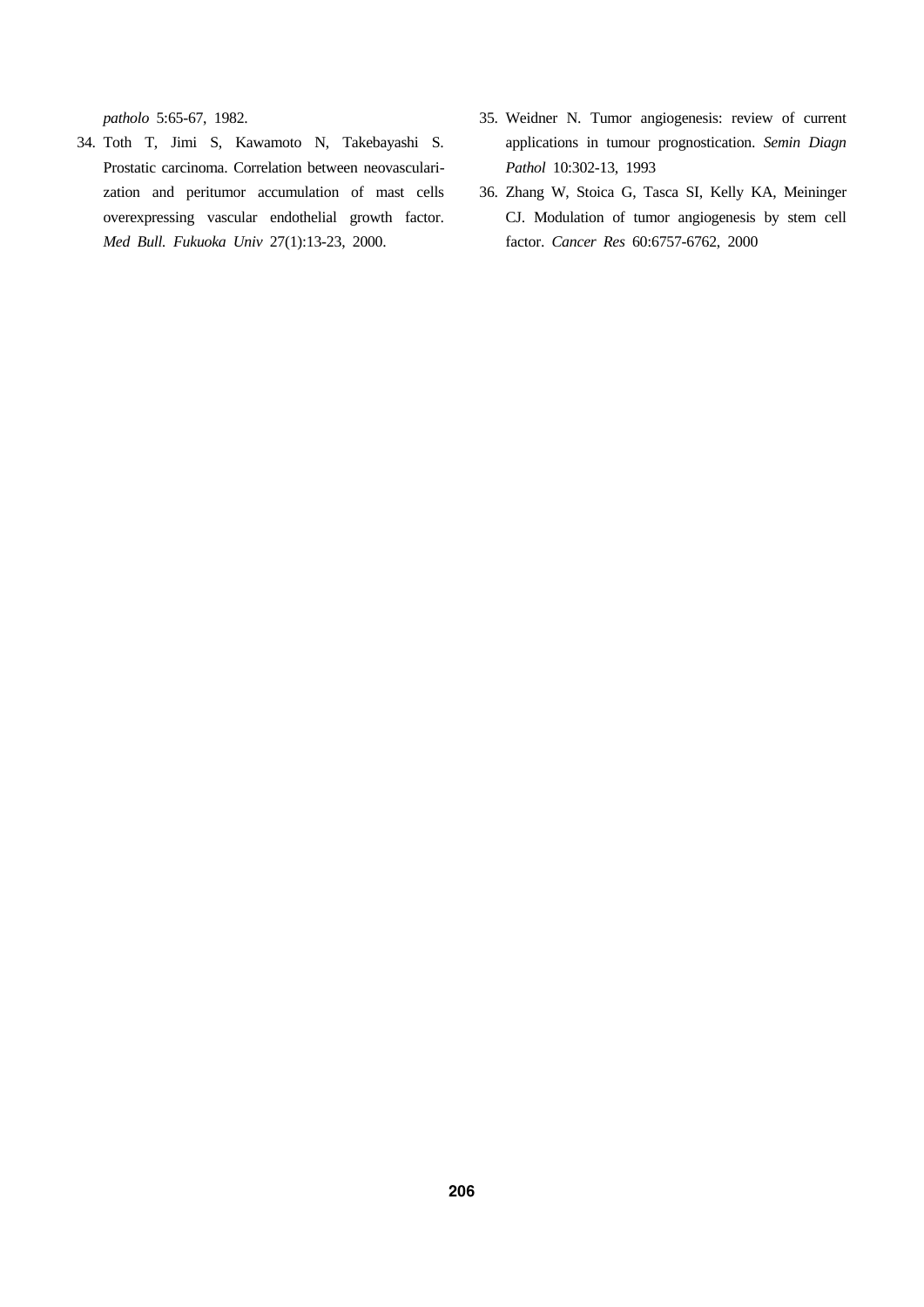*patholo* 5:65-67, 1982.

34. Toth T, Jimi S, Kawamoto N, Takebayashi S. Prostatic carcinoma. Correlation between neovascularization and peritumor accumulation of mast cells overexpressing vascular endothelial growth factor. *Med Bull. Fukuoka Univ* 27(1):13-23, 2000.
35. Weidner N. Tumor angiogenesis: review of current applications in tumour prognostication. *Semin Diagn Pathol* 10:302-13, 1993
36. Zhang W, Stoica G, Tasca SI, Kelly KA, Meininger CJ. Modulation of tumor angiogenesis by stem cell factor. *Cancer Res* 60:6757-6762, 2000